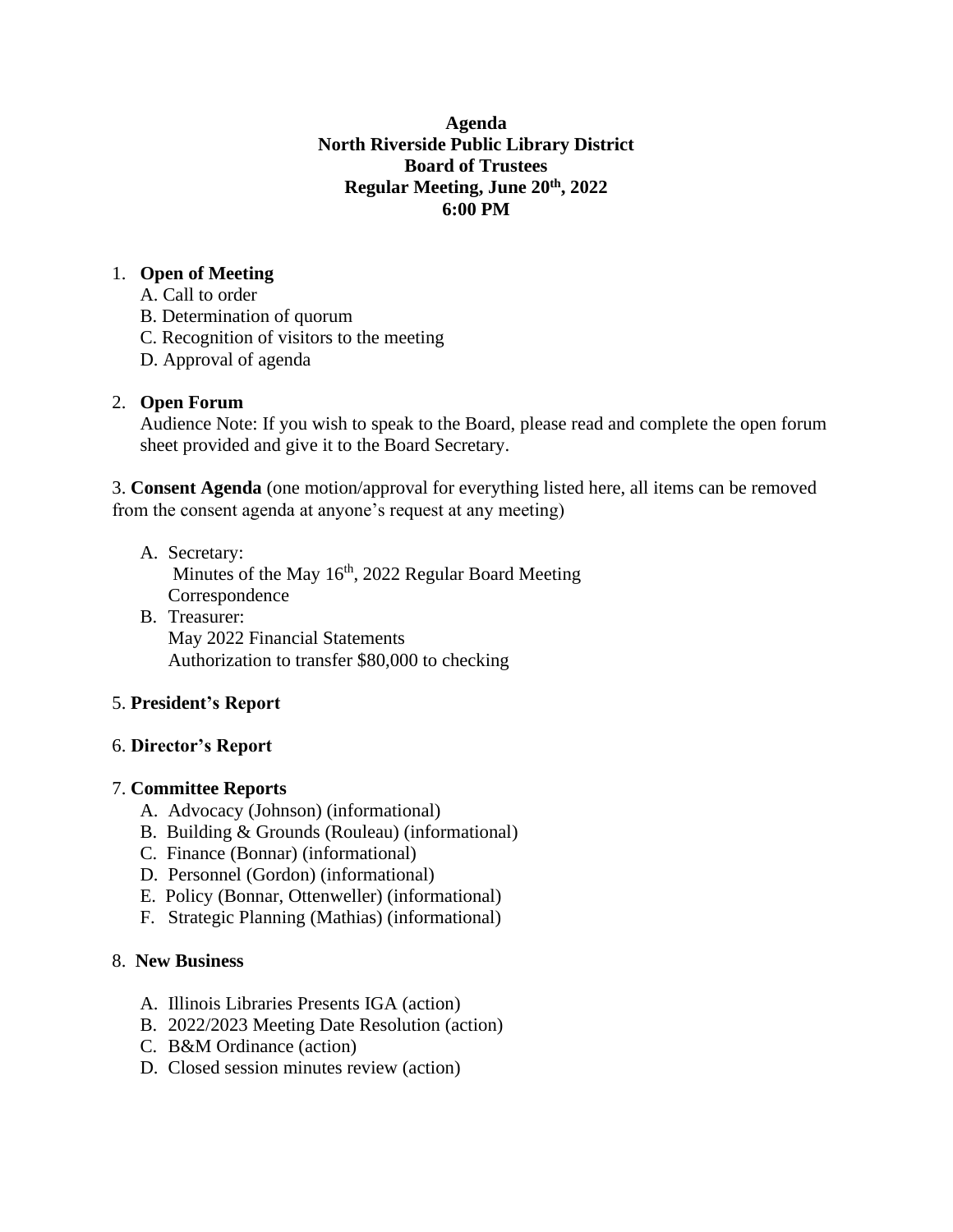**Agenda**
**North Riverside Public Library District**
**Board of Trustees**
**Regular Meeting, June 20th, 2022**
**6:00 PM**

1. **Open of Meeting**
   - A. Call to order
   - B. Determination of quorum
   - C. Recognition of visitors to the meeting
   - D. Approval of agenda

2. **Open Forum**
   Audience Note: If you wish to speak to the Board, please read and complete the open forum sheet provided and give it to the Board Secretary.

3. **Consent Agenda** (one motion/approval for everything listed here, all items can be removed from the consent agenda at anyone's request at any meeting)

   - A. Secretary:
     Minutes of the May 16th, 2022 Regular Board Meeting
     Correspondence
   - B. Treasurer:
     May 2022 Financial Statements
     Authorization to transfer $80,000 to checking

5. **President's Report**

6. **Director's Report**

7. **Committee Reports**
   - A. Advocacy (Johnson) (informational)
   - B. Building & Grounds (Rouleau) (informational)
   - C. Finance (Bonnar) (informational)
   - D. Personnel (Gordon) (informational)
   - E. Policy (Bonnar, Ottenweller) (informational)
   - F. Strategic Planning (Mathias) (informational)

8. **New Business**

   - A. Illinois Libraries Presents IGA (action)
   - B. 2022/2023 Meeting Date Resolution (action)
   - C. B&M Ordinance (action)
   - D. Closed session minutes review (action)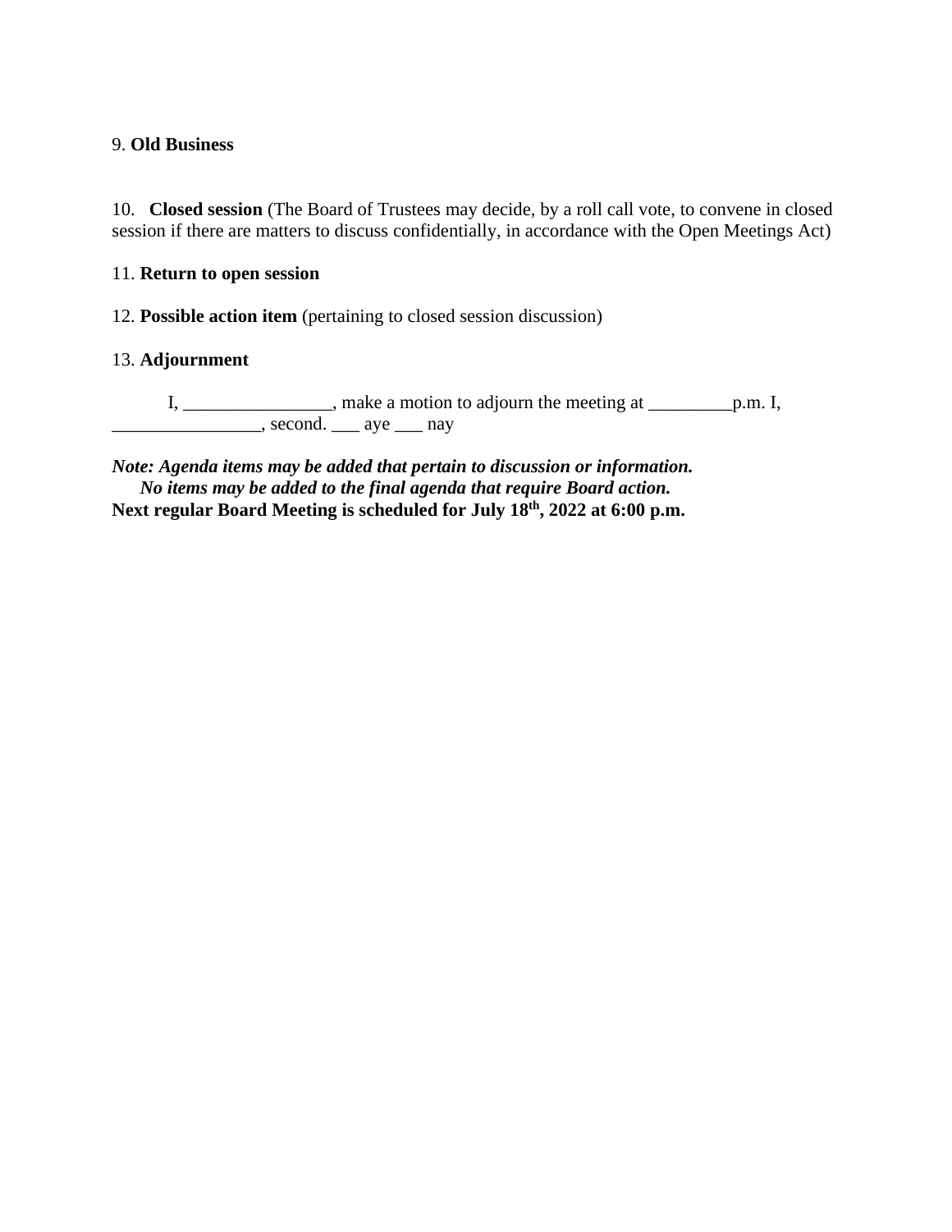9. **Old Business**

10. **Closed session** (The Board of Trustees may decide, by a roll call vote, to convene in closed session if there are matters to discuss confidentially, in accordance with the Open Meetings Act)

11. **Return to open session**

12. **Possible action item** (pertaining to closed session discussion)

13. **Adjournment**

I, ________________, make a motion to adjourn the meeting at _________p.m. I, ________________, second. ___ aye ___ nay

***Note: Agenda items may be added that pertain to discussion or information.***
***No items may be added to the final agenda that require Board action.***

**Next regular Board Meeting is scheduled for July 18th, 2022 at 6:00 p.m.**